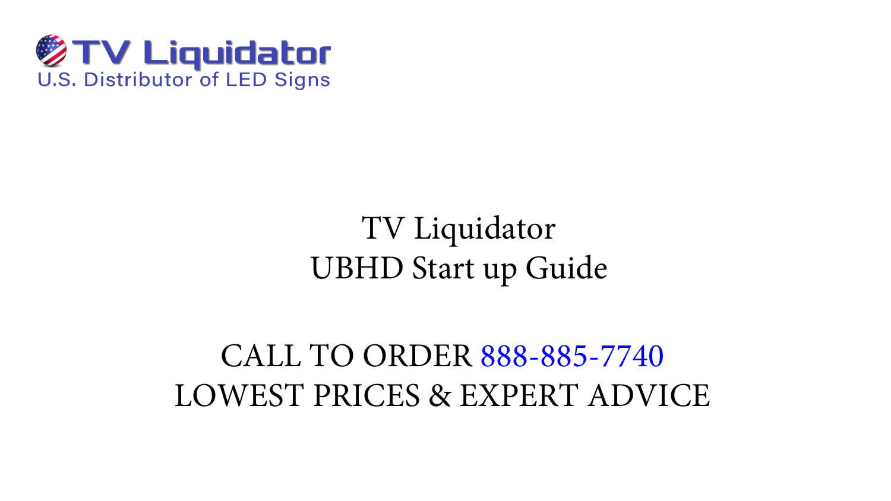TV Liquidator

U.S. Distributor of LED Signs

# TV Liquidator
# UBHD Start up Guide

CALL TO ORDER 888-885-7740

LOWEST PRICES & EXPERT ADVICE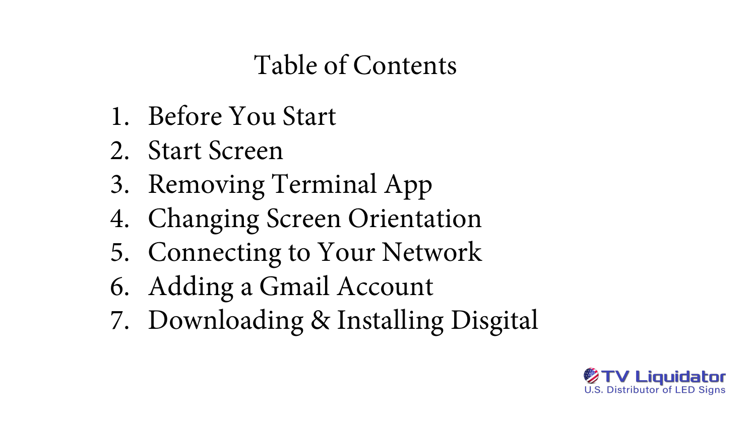# Table of Contents

1. Before You Start
2. Start Screen
3. Removing Terminal App
4. Changing Screen Orientation
5. Connecting to Your Network
6. Adding a Gmail Account
7. Downloading & Installing Disgital

TV Liquidator
U.S. Distributor of LED Signs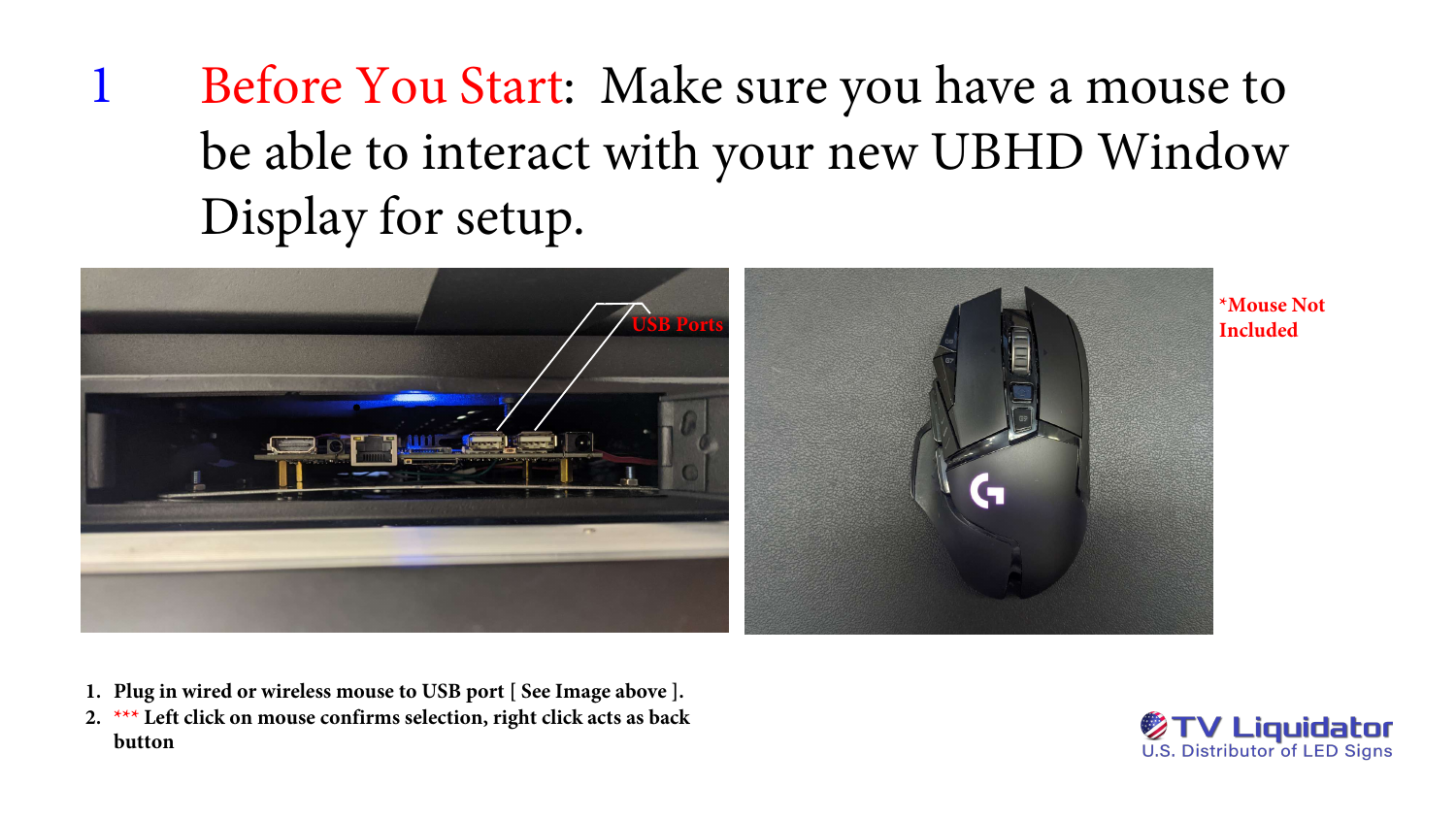# 1 Before You Start: Make sure you have a mouse to be able to interact with your new UBHD Window Display for setup.

USB Ports

*Mouse Not Included

1. **Plug in wired or wireless mouse to USB port [ See Image above ].**
2. *** **Left click on mouse confirms selection, right click acts as back button**

TV Liquidator
U.S. Distributor of LED Signs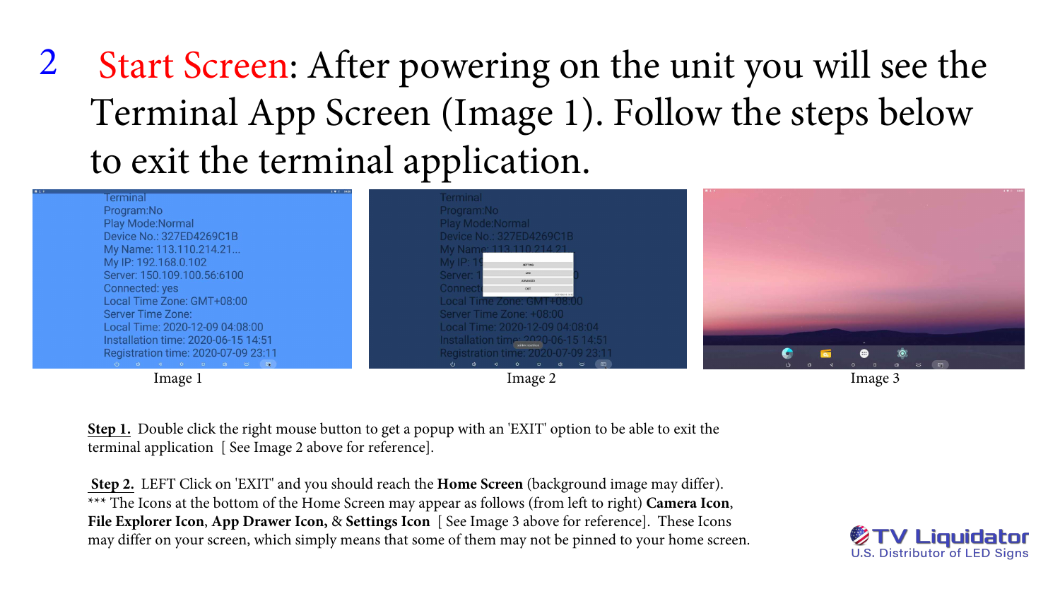## 2 Start Screen: After powering on the unit you will see the Terminal App Screen (Image 1). Follow the steps below to exit the terminal application.

Image 1 Image 2 Image 3

**Step 1.** Double click the right mouse button to get a popup with an 'EXIT' option to be able to exit the terminal application [ See Image 2 above for reference].

**Step 2.** LEFT Click on 'EXIT' and you should reach the **Home Screen** (background image may differ).
*** The Icons at the bottom of the Home Screen may appear as follows (from left to right) **Camera Icon**, **File Explorer Icon**, **App Drawer Icon,** & **Settings Icon** [ See Image 3 above for reference]. These Icons may differ on your screen, which simply means that some of them may not be pinned to your home screen.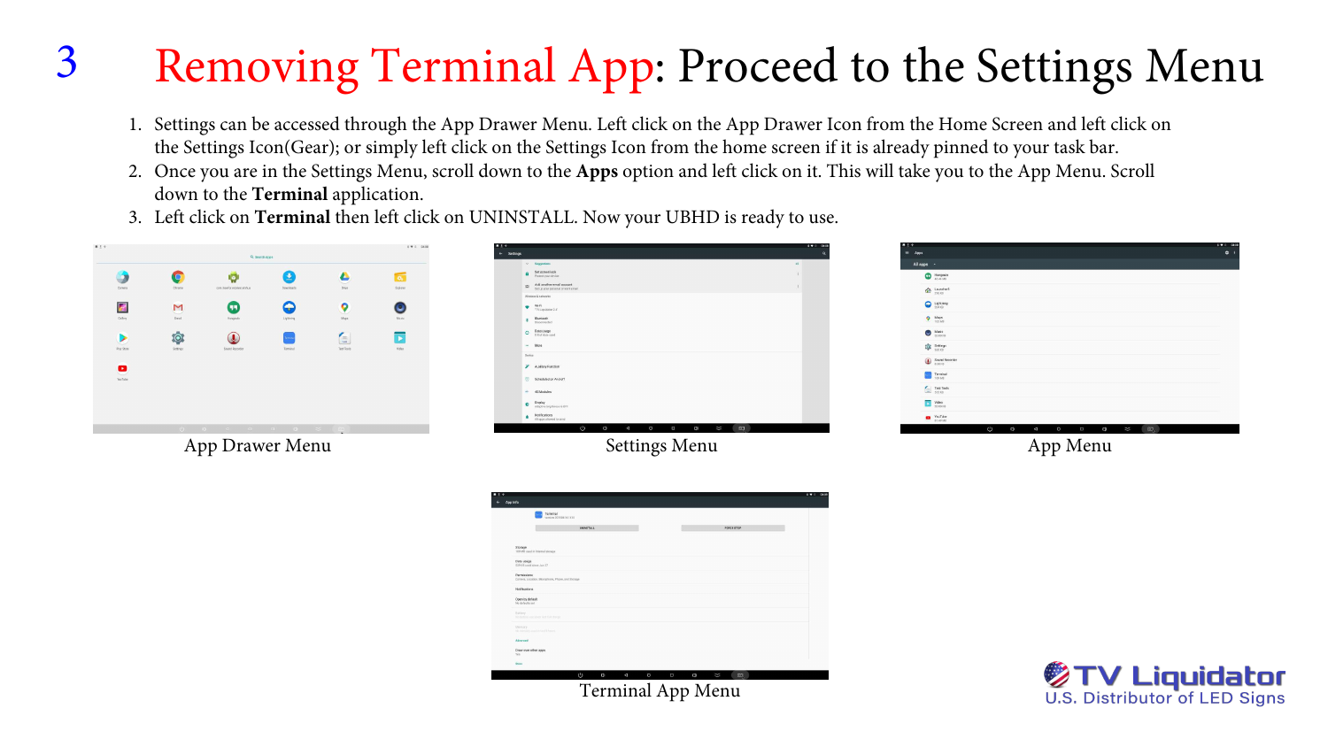# 3 Removing Terminal App: Proceed to the Settings Menu

1. Settings can be accessed through the App Drawer Menu. Left click on the App Drawer Icon from the Home Screen and left click on the Settings Icon(Gear); or simply left click on the Settings Icon from the home screen if it is already pinned to your task bar.
2. Once you are in the Settings Menu, scroll down to the **Apps** option and left click on it. This will take you to the App Menu. Scroll down to the **Terminal** application.
3. Left click on **Terminal** then left click on UNINSTALL. Now your UBHD is ready to use.

App Drawer Menu

Settings Menu

App Menu

Terminal App Menu

TV Liquidator
U.S. Distributor of LED Signs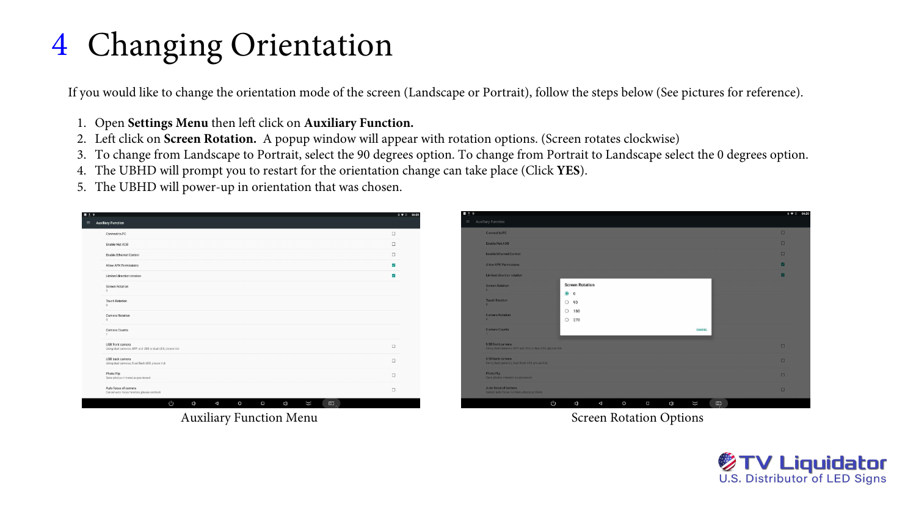# 4 Changing Orientation

If you would like to change the orientation mode of the screen (Landscape or Portrait), follow the steps below (See pictures for reference).

1. Open **Settings Menu** then left click on **Auxiliary Function.**
2. Left click on **Screen Rotation.** A popup window will appear with rotation options. (Screen rotates clockwise)
3. To change from Landscape to Portrait, select the 90 degrees option. To change from Portrait to Landscape select the 0 degrees option.
4. The UBHD will prompt you to restart for the orientation change can take place (Click **YES**).
5. The UBHD will power-up in orientation that was chosen.

Auxiliary Function Menu

Screen Rotation Options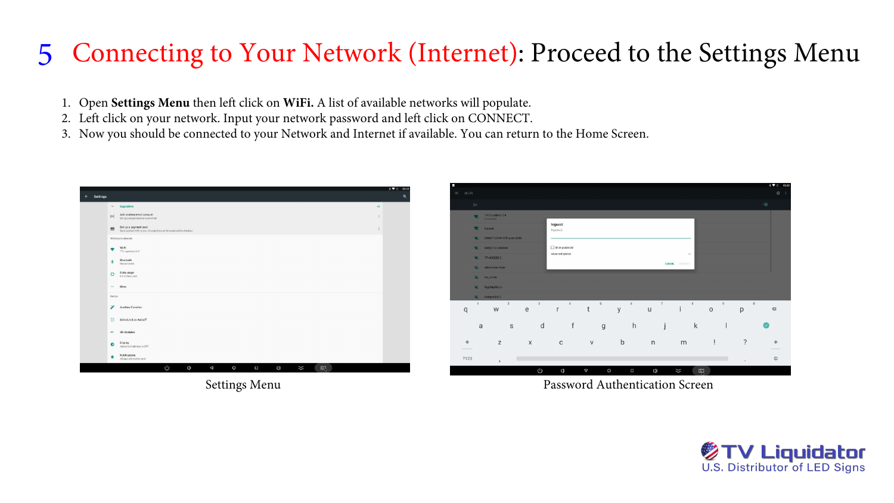# 5 Connecting to Your Network (Internet): Proceed to the Settings Menu

1. Open **Settings Menu** then left click on **WiFi.** A list of available networks will populate.
2. Left click on your network. Input your network password and left click on CONNECT.
3. Now you should be connected to your Network and Internet if available. You can return to the Home Screen.

Settings Menu

Password Authentication Screen

TV Liquidator
U.S. Distributor of LED Signs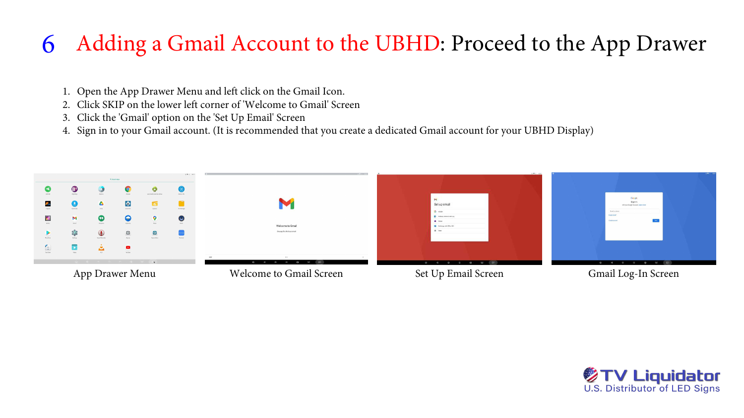# 6 Adding a Gmail Account to the UBHD: Proceed to the App Drawer

1. Open the App Drawer Menu and left click on the Gmail Icon.
2. Click SKIP on the lower left corner of 'Welcome to Gmail' Screen
3. Click the 'Gmail' option on the 'Set Up Email' Screen
4. Sign in to your Gmail account. (It is recommended that you create a dedicated Gmail account for your UBHD Display)

App Drawer Menu

Welcome to Gmail Screen

Set Up Email Screen

Gmail Log-In Screen

TV Liquidator
U.S. Distributor of LED Signs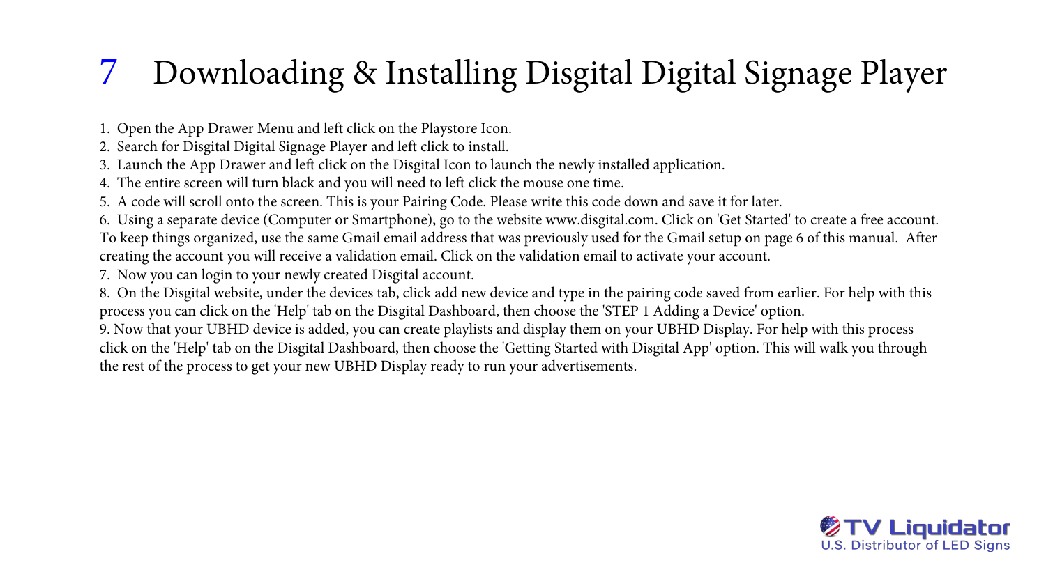# 7 Downloading & Installing Disgital Digital Signage Player

1. Open the App Drawer Menu and left click on the Playstore Icon.
2. Search for Disgital Digital Signage Player and left click to install.
3. Launch the App Drawer and left click on the Disgital Icon to launch the newly installed application.
4. The entire screen will turn black and you will need to left click the mouse one time.
5. A code will scroll onto the screen. This is your Pairing Code. Please write this code down and save it for later.
6. Using a separate device (Computer or Smartphone), go to the website www.disgital.com. Click on 'Get Started' to create a free account. To keep things organized, use the same Gmail email address that was previously used for the Gmail setup on page 6 of this manual. After creating the account you will receive a validation email. Click on the validation email to activate your account.
7. Now you can login to your newly created Disgital account.
8. On the Disgital website, under the devices tab, click add new device and type in the pairing code saved from earlier. For help with this process you can click on the 'Help' tab on the Disgital Dashboard, then choose the 'STEP 1 Adding a Device' option.
9. Now that your UBHD device is added, you can create playlists and display them on your UBHD Display. For help with this process click on the 'Help' tab on the Disgital Dashboard, then choose the 'Getting Started with Disgital App' option. This will walk you through the rest of the process to get your new UBHD Display ready to run your advertisements.

TV Liquidator
U.S. Distributor of LED Signs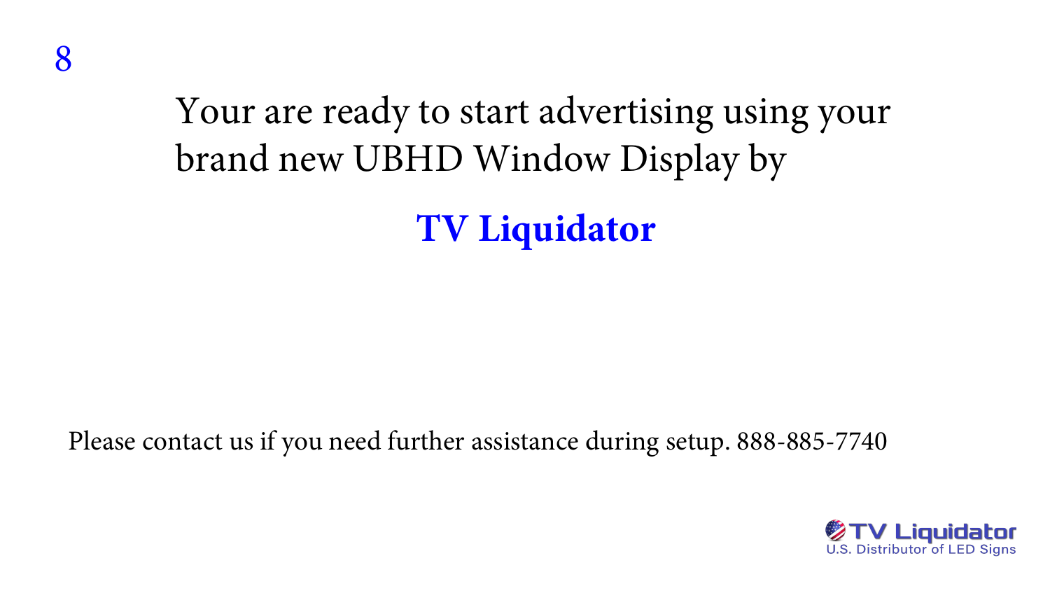8

Your are ready to start advertising using your brand new UBHD Window Display by

**TV Liquidator**

Please contact us if you need further assistance during setup. 888-885-7740

TV Liquidator
U.S. Distributor of LED Signs